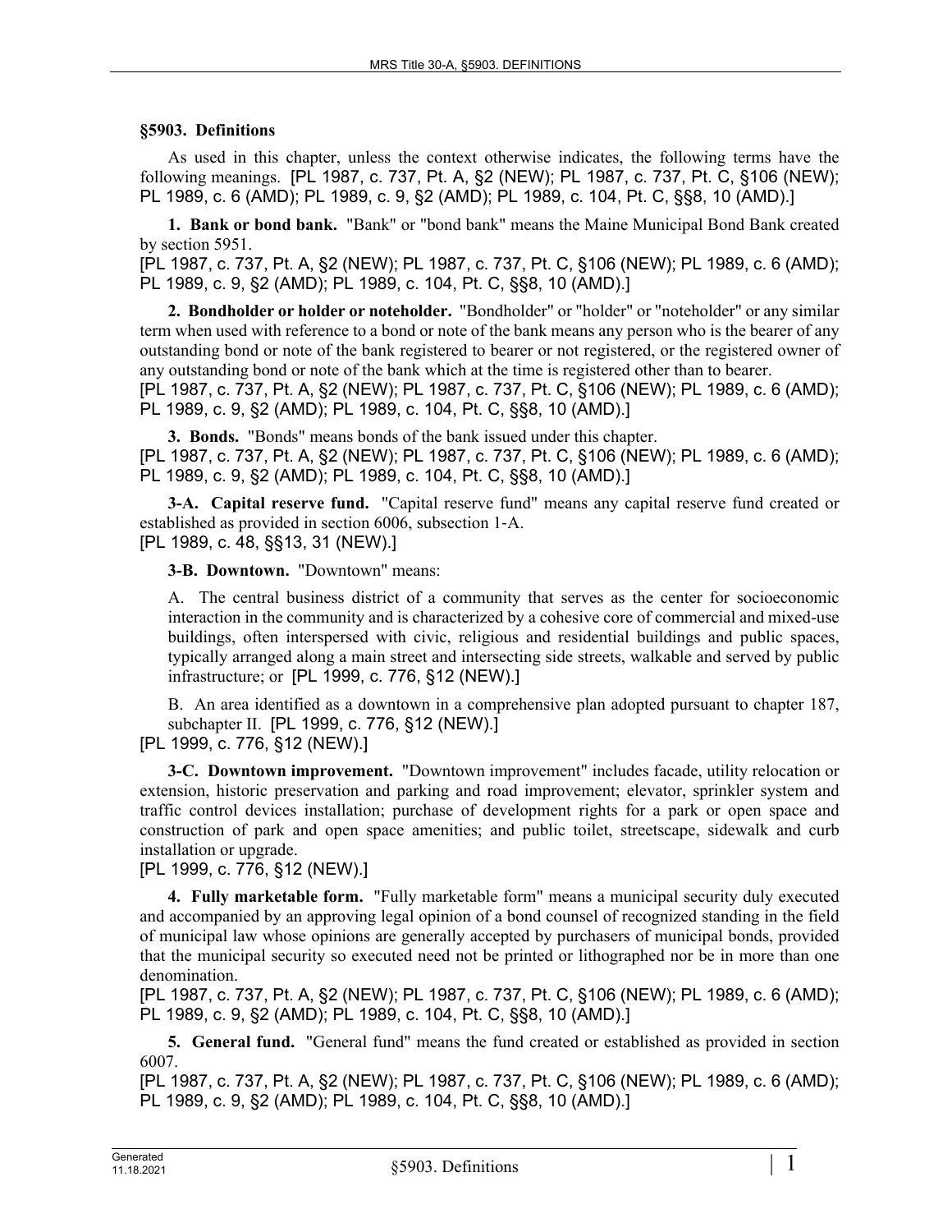## §5903. Definitions

As used in this chapter, unless the context otherwise indicates, the following terms have the following meanings. [PL 1987, c. 737, Pt. A, §2 (NEW); PL 1987, c. 737, Pt. C, §106 (NEW); PL 1989, c. 6 (AMD); PL 1989, c. 9, §2 (AMD); PL 1989, c. 104, Pt. C, §§8, 10 (AMD).]

**1. Bank or bond bank.** "Bank" or "bond bank" means the Maine Municipal Bond Bank created by section 5951.

[PL 1987, c. 737, Pt. A, §2 (NEW); PL 1987, c. 737, Pt. C, §106 (NEW); PL 1989, c. 6 (AMD); PL 1989, c. 9, §2 (AMD); PL 1989, c. 104, Pt. C, §§8, 10 (AMD).]

**2. Bondholder or holder or noteholder.** "Bondholder" or "holder" or "noteholder" or any similar term when used with reference to a bond or note of the bank means any person who is the bearer of any outstanding bond or note of the bank registered to bearer or not registered, or the registered owner of any outstanding bond or note of the bank which at the time is registered other than to bearer.

[PL 1987, c. 737, Pt. A, §2 (NEW); PL 1987, c. 737, Pt. C, §106 (NEW); PL 1989, c. 6 (AMD); PL 1989, c. 9, §2 (AMD); PL 1989, c. 104, Pt. C, §§8, 10 (AMD).]

**3. Bonds.** "Bonds" means bonds of the bank issued under this chapter.

[PL 1987, c. 737, Pt. A, §2 (NEW); PL 1987, c. 737, Pt. C, §106 (NEW); PL 1989, c. 6 (AMD); PL 1989, c. 9, §2 (AMD); PL 1989, c. 104, Pt. C, §§8, 10 (AMD).]

**3-A. Capital reserve fund.** "Capital reserve fund" means any capital reserve fund created or established as provided in section 6006, subsection 1-A.

[PL 1989, c. 48, §§13, 31 (NEW).]

**3-B. Downtown.** "Downtown" means:

A. The central business district of a community that serves as the center for socioeconomic interaction in the community and is characterized by a cohesive core of commercial and mixed-use buildings, often interspersed with civic, religious and residential buildings and public spaces, typically arranged along a main street and intersecting side streets, walkable and served by public infrastructure; or [PL 1999, c. 776, §12 (NEW).]

B. An area identified as a downtown in a comprehensive plan adopted pursuant to chapter 187, subchapter II. [PL 1999, c. 776, §12 (NEW).]

[PL 1999, c. 776, §12 (NEW).]

**3-C. Downtown improvement.** "Downtown improvement" includes facade, utility relocation or extension, historic preservation and parking and road improvement; elevator, sprinkler system and traffic control devices installation; purchase of development rights for a park or open space and construction of park and open space amenities; and public toilet, streetscape, sidewalk and curb installation or upgrade.

[PL 1999, c. 776, §12 (NEW).]

**4. Fully marketable form.** "Fully marketable form" means a municipal security duly executed and accompanied by an approving legal opinion of a bond counsel of recognized standing in the field of municipal law whose opinions are generally accepted by purchasers of municipal bonds, provided that the municipal security so executed need not be printed or lithographed nor be in more than one denomination.

[PL 1987, c. 737, Pt. A, §2 (NEW); PL 1987, c. 737, Pt. C, §106 (NEW); PL 1989, c. 6 (AMD); PL 1989, c. 9, §2 (AMD); PL 1989, c. 104, Pt. C, §§8, 10 (AMD).]

**5. General fund.** "General fund" means the fund created or established as provided in section 6007.

[PL 1987, c. 737, Pt. A, §2 (NEW); PL 1987, c. 737, Pt. C, §106 (NEW); PL 1989, c. 6 (AMD); PL 1989, c. 9, §2 (AMD); PL 1989, c. 104, Pt. C, §§8, 10 (AMD).]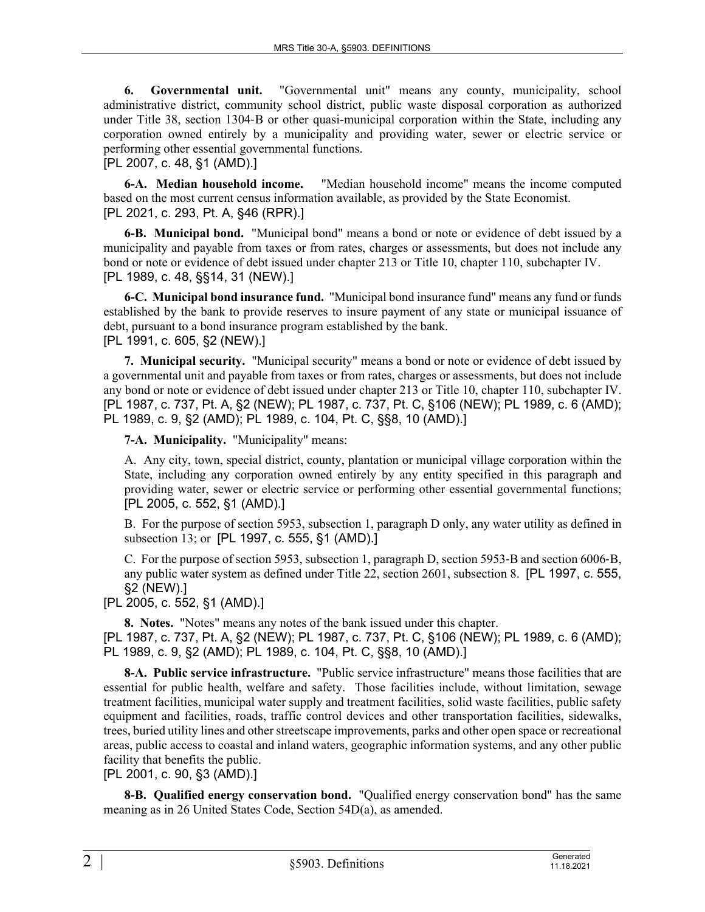**6. Governmental unit.** "Governmental unit" means any county, municipality, school administrative district, community school district, public waste disposal corporation as authorized under Title 38, section 1304-B or other quasi-municipal corporation within the State, including any corporation owned entirely by a municipality and providing water, sewer or electric service or performing other essential governmental functions.
[PL 2007, c. 48, §1 (AMD).]

**6-A. Median household income.** "Median household income" means the income computed based on the most current census information available, as provided by the State Economist.
[PL 2021, c. 293, Pt. A, §46 (RPR).]

**6-B. Municipal bond.** "Municipal bond" means a bond or note or evidence of debt issued by a municipality and payable from taxes or from rates, charges or assessments, but does not include any bond or note or evidence of debt issued under chapter 213 or Title 10, chapter 110, subchapter IV.
[PL 1989, c. 48, §§14, 31 (NEW).]

**6-C. Municipal bond insurance fund.** "Municipal bond insurance fund" means any fund or funds established by the bank to provide reserves to insure payment of any state or municipal issuance of debt, pursuant to a bond insurance program established by the bank.
[PL 1991, c. 605, §2 (NEW).]

**7. Municipal security.** "Municipal security" means a bond or note or evidence of debt issued by a governmental unit and payable from taxes or from rates, charges or assessments, but does not include any bond or note or evidence of debt issued under chapter 213 or Title 10, chapter 110, subchapter IV.
[PL 1987, c. 737, Pt. A, §2 (NEW); PL 1987, c. 737, Pt. C, §106 (NEW); PL 1989, c. 6 (AMD); PL 1989, c. 9, §2 (AMD); PL 1989, c. 104, Pt. C, §§8, 10 (AMD).]

**7-A. Municipality.** "Municipality" means:

A. Any city, town, special district, county, plantation or municipal village corporation within the State, including any corporation owned entirely by any entity specified in this paragraph and providing water, sewer or electric service or performing other essential governmental functions;
[PL 2005, c. 552, §1 (AMD).]

B. For the purpose of section 5953, subsection 1, paragraph D only, any water utility as defined in subsection 13; or [PL 1997, c. 555, §1 (AMD).]

C. For the purpose of section 5953, subsection 1, paragraph D, section 5953-B and section 6006-B, any public water system as defined under Title 22, section 2601, subsection 8. [PL 1997, c. 555, §2 (NEW).]

[PL 2005, c. 552, §1 (AMD).]

**8. Notes.** "Notes" means any notes of the bank issued under this chapter.
[PL 1987, c. 737, Pt. A, §2 (NEW); PL 1987, c. 737, Pt. C, §106 (NEW); PL 1989, c. 6 (AMD); PL 1989, c. 9, §2 (AMD); PL 1989, c. 104, Pt. C, §§8, 10 (AMD).]

**8-A. Public service infrastructure.** "Public service infrastructure" means those facilities that are essential for public health, welfare and safety. Those facilities include, without limitation, sewage treatment facilities, municipal water supply and treatment facilities, solid waste facilities, public safety equipment and facilities, roads, traffic control devices and other transportation facilities, sidewalks, trees, buried utility lines and other streetscape improvements, parks and other open space or recreational areas, public access to coastal and inland waters, geographic information systems, and any other public facility that benefits the public.
[PL 2001, c. 90, §3 (AMD).]

**8-B. Qualified energy conservation bond.** "Qualified energy conservation bond" has the same meaning as in 26 United States Code, Section 54D(a), as amended.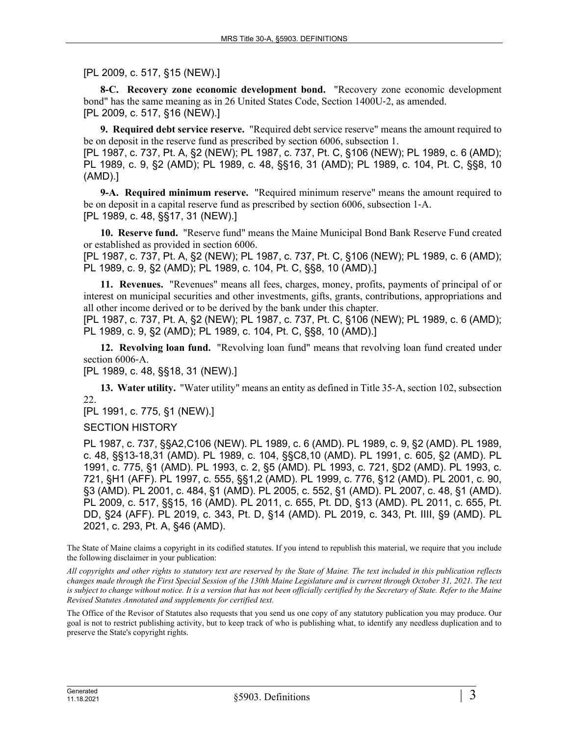[PL 2009, c. 517, §15 (NEW).]

**8-C. Recovery zone economic development bond.** "Recovery zone economic development bond" has the same meaning as in 26 United States Code, Section 1400U-2, as amended.
[PL 2009, c. 517, §16 (NEW).]

**9. Required debt service reserve.** "Required debt service reserve" means the amount required to be on deposit in the reserve fund as prescribed by section 6006, subsection 1.
[PL 1987, c. 737, Pt. A, §2 (NEW); PL 1987, c. 737, Pt. C, §106 (NEW); PL 1989, c. 6 (AMD); PL 1989, c. 9, §2 (AMD); PL 1989, c. 48, §§16, 31 (AMD); PL 1989, c. 104, Pt. C, §§8, 10 (AMD).]

**9-A. Required minimum reserve.** "Required minimum reserve" means the amount required to be on deposit in a capital reserve fund as prescribed by section 6006, subsection 1-A.
[PL 1989, c. 48, §§17, 31 (NEW).]

**10. Reserve fund.** "Reserve fund" means the Maine Municipal Bond Bank Reserve Fund created or established as provided in section 6006.
[PL 1987, c. 737, Pt. A, §2 (NEW); PL 1987, c. 737, Pt. C, §106 (NEW); PL 1989, c. 6 (AMD); PL 1989, c. 9, §2 (AMD); PL 1989, c. 104, Pt. C, §§8, 10 (AMD).]

**11. Revenues.** "Revenues" means all fees, charges, money, profits, payments of principal of or interest on municipal securities and other investments, gifts, grants, contributions, appropriations and all other income derived or to be derived by the bank under this chapter.
[PL 1987, c. 737, Pt. A, §2 (NEW); PL 1987, c. 737, Pt. C, §106 (NEW); PL 1989, c. 6 (AMD); PL 1989, c. 9, §2 (AMD); PL 1989, c. 104, Pt. C, §§8, 10 (AMD).]

**12. Revolving loan fund.** "Revolving loan fund" means that revolving loan fund created under section 6006-A.
[PL 1989, c. 48, §§18, 31 (NEW).]

**13. Water utility.** "Water utility" means an entity as defined in Title 35-A, section 102, subsection 22.
[PL 1991, c. 775, §1 (NEW).]

SECTION HISTORY

PL 1987, c. 737, §§A2,C106 (NEW). PL 1989, c. 6 (AMD). PL 1989, c. 9, §2 (AMD). PL 1989, c. 48, §§13-18,31 (AMD). PL 1989, c. 104, §§C8,10 (AMD). PL 1991, c. 605, §2 (AMD). PL 1991, c. 775, §1 (AMD). PL 1993, c. 2, §5 (AMD). PL 1993, c. 721, §D2 (AMD). PL 1993, c. 721, §H1 (AFF). PL 1997, c. 555, §§1,2 (AMD). PL 1999, c. 776, §12 (AMD). PL 2001, c. 90, §3 (AMD). PL 2001, c. 484, §1 (AMD). PL 2005, c. 552, §1 (AMD). PL 2007, c. 48, §1 (AMD). PL 2009, c. 517, §§15, 16 (AMD). PL 2011, c. 655, Pt. DD, §13 (AMD). PL 2011, c. 655, Pt. DD, §24 (AFF). PL 2019, c. 343, Pt. D, §14 (AMD). PL 2019, c. 343, Pt. IIII, §9 (AMD). PL 2021, c. 293, Pt. A, §46 (AMD).

The State of Maine claims a copyright in its codified statutes. If you intend to republish this material, we require that you include the following disclaimer in your publication:

*All copyrights and other rights to statutory text are reserved by the State of Maine. The text included in this publication reflects changes made through the First Special Session of the 130th Maine Legislature and is current through October 31, 2021. The text is subject to change without notice. It is a version that has not been officially certified by the Secretary of State. Refer to the Maine Revised Statutes Annotated and supplements for certified text.*

The Office of the Revisor of Statutes also requests that you send us one copy of any statutory publication you may produce. Our goal is not to restrict publishing activity, but to keep track of who is publishing what, to identify any needless duplication and to preserve the State's copyright rights.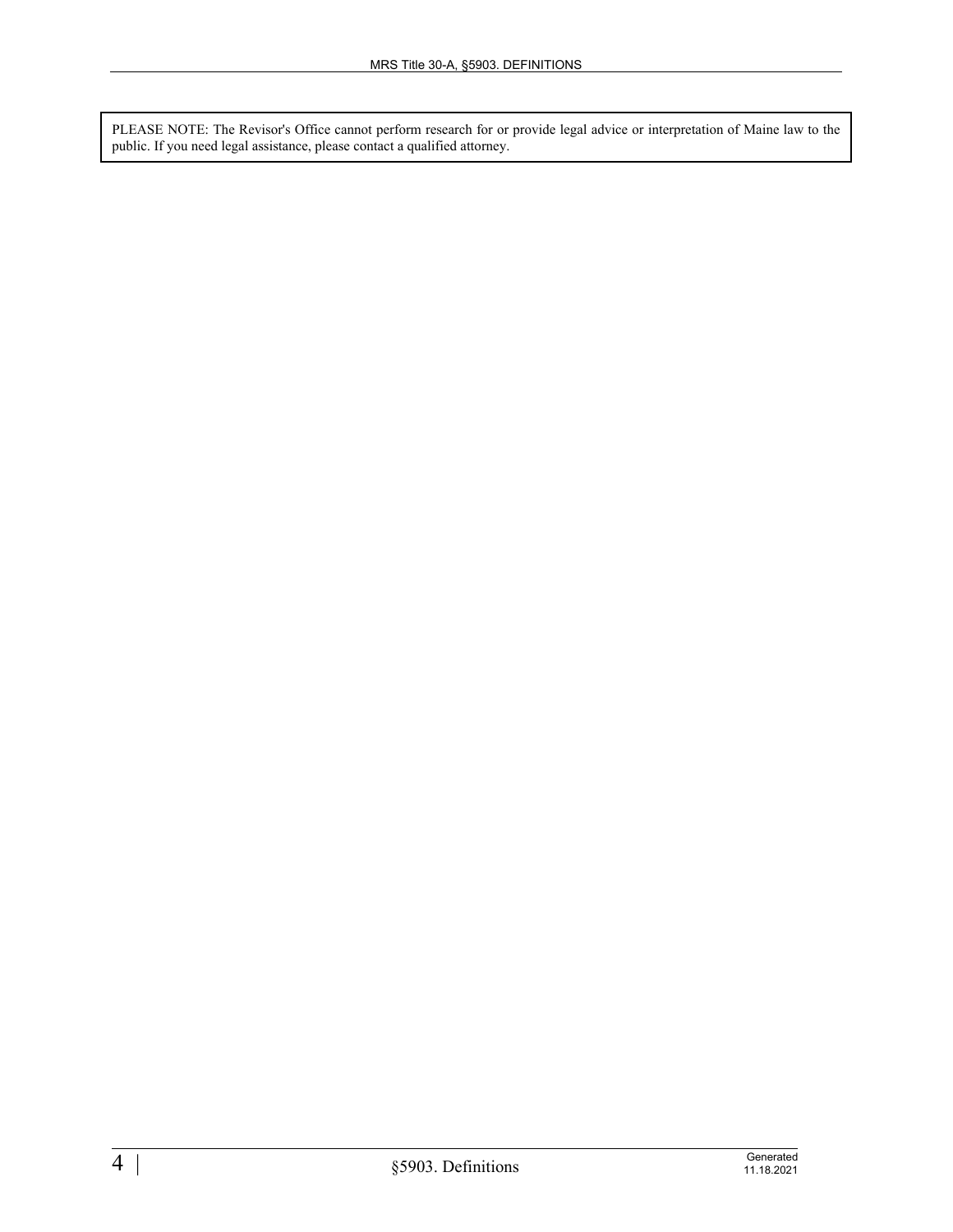PLEASE NOTE: The Revisor's Office cannot perform research for or provide legal advice or interpretation of Maine law to the public. If you need legal assistance, please contact a qualified attorney.